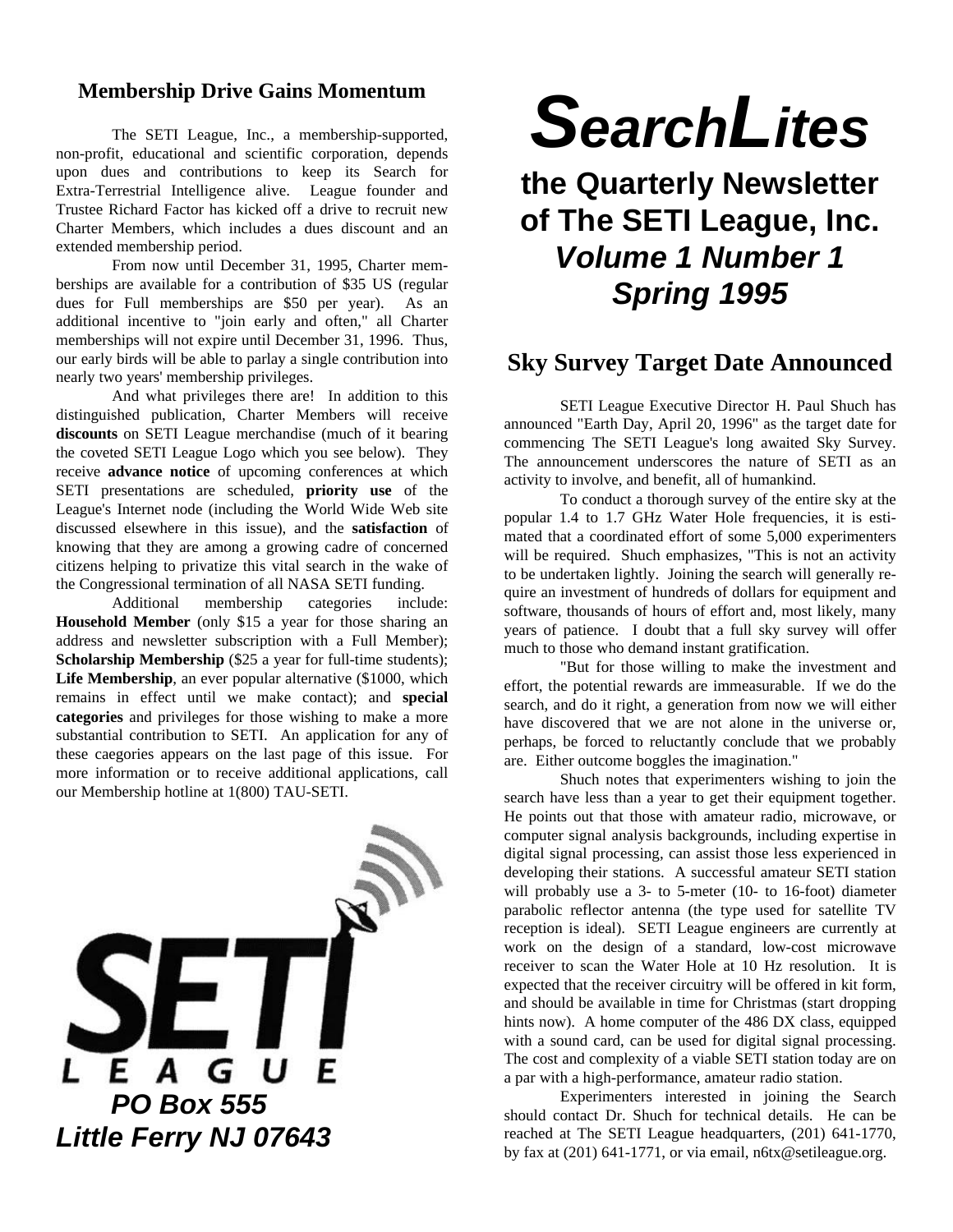# SearchLites

## the Quarterly Newsletter of The SETI League, Inc.

## *Volume 1 Number 1*

## *Spring 1995*

## Membership Drive Gains Momentum

The SETI League, Inc., a membership-supported, non-profit, educational and scientific corporation, depends upon dues and contributions to keep its Search for Extra-Terrestrial Intelligence alive. League founder and Trustee Richard Factor has kicked off a drive to recruit new Charter Members, which includes a dues discount and an extended membership period.

From now until December 31, 1995, Charter memberships are available for a contribution of $35 US (regular dues for Full memberships are $50 per year). As an additional incentive to "join early and often," all Charter memberships will not expire until December 31, 1996. Thus, our early birds will be able to parlay a single contribution into nearly two years' membership privileges.

And what privileges there are! In addition to this distinguished publication, Charter Members will receive **discounts** on SETI League merchandise (much of it bearing the coveted SETI League Logo which you see below). They receive **advance notice** of upcoming conferences at which SETI presentations are scheduled, **priority use** of the League's Internet node (including the World Wide Web site discussed elsewhere in this issue), and the **satisfaction** of knowing that they are among a growing cadre of concerned citizens helping to privatize this vital search in the wake of the Congressional termination of all NASA SETI funding.

Additional membership categories include: **Household Member** (only $15 a year for those sharing an address and newsletter subscription with a Full Member); **Scholarship Membership** ($25 a year for full-time students); **Life Membership**, an ever popular alternative ($1000, which remains in effect until we make contact); and **special categories** and privileges for those wishing to make a more substantial contribution to SETI. An application for any of these caegories appears on the last page of this issue. For more information or to receive additional applications, call our Membership hotline at 1(800) TAU-SETI.

SETI LEAGUE

***PO Box 555***
***Little Ferry NJ 07643***

## Sky Survey Target Date Announced

SETI League Executive Director H. Paul Shuch has announced "Earth Day, April 20, 1996" as the target date for commencing The SETI League's long awaited Sky Survey. The announcement underscores the nature of SETI as an activity to involve, and benefit, all of humankind.

To conduct a thorough survey of the entire sky at the popular 1.4 to 1.7 GHz Water Hole frequencies, it is estimated that a coordinated effort of some 5,000 experimenters will be required. Shuch emphasizes, "This is not an activity to be undertaken lightly. Joining the search will generally require an investment of hundreds of dollars for equipment and software, thousands of hours of effort and, most likely, many years of patience. I doubt that a full sky survey will offer much to those who demand instant gratification.

"But for those willing to make the investment and effort, the potential rewards are immeasurable. If we do the search, and do it right, a generation from now we will either have discovered that we are not alone in the universe or, perhaps, be forced to reluctantly conclude that we probably are. Either outcome boggles the imagination."

Shuch notes that experimenters wishing to join the search have less than a year to get their equipment together. He points out that those with amateur radio, microwave, or computer signal analysis backgrounds, including expertise in digital signal processing, can assist those less experienced in developing their stations. A successful amateur SETI station will probably use a 3- to 5-meter (10- to 16-foot) diameter parabolic reflector antenna (the type used for satellite TV reception is ideal). SETI League engineers are currently at work on the design of a standard, low-cost microwave receiver to scan the Water Hole at 10 Hz resolution. It is expected that the receiver circuitry will be offered in kit form, and should be available in time for Christmas (start dropping hints now). A home computer of the 486 DX class, equipped with a sound card, can be used for digital signal processing. The cost and complexity of a viable SETI station today are on a par with a high-performance, amateur radio station.

Experimenters interested in joining the Search should contact Dr. Shuch for technical details. He can be reached at The SETI League headquarters, (201) 641-1770, by fax at (201) 641-1771, or via email, n6tx@setileague.org.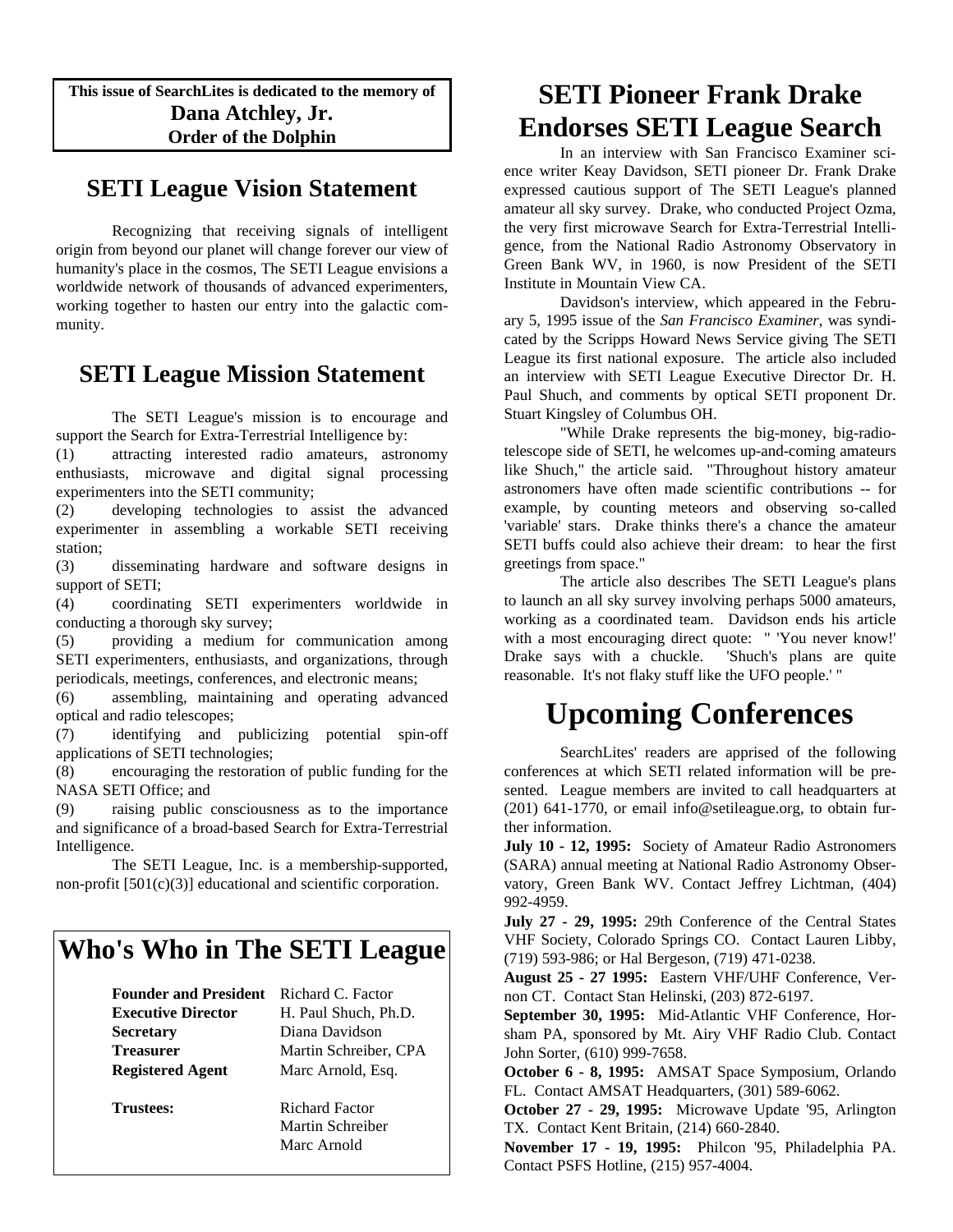**This issue of SearchLites is dedicated to the memory of**
**Dana Atchley, Jr.**
**Order of the Dolphin**

## SETI League Vision Statement

Recognizing that receiving signals of intelligent origin from beyond our planet will change forever our view of humanity's place in the cosmos, The SETI League envisions a worldwide network of thousands of advanced experimenters, working together to hasten our entry into the galactic community.

## SETI League Mission Statement

The SETI League's mission is to encourage and support the Search for Extra-Terrestrial Intelligence by:

(1) attracting interested radio amateurs, astronomy enthusiasts, microwave and digital signal processing experimenters into the SETI community;

(2) developing technologies to assist the advanced experimenter in assembling a workable SETI receiving station;

(3) disseminating hardware and software designs in support of SETI;

(4) coordinating SETI experimenters worldwide in conducting a thorough sky survey;

(5) providing a medium for communication among SETI experimenters, enthusiasts, and organizations, through periodicals, meetings, conferences, and electronic means;

(6) assembling, maintaining and operating advanced optical and radio telescopes;

(7) identifying and publicizing potential spin-off applications of SETI technologies;

(8) encouraging the restoration of public funding for the NASA SETI Office; and

(9) raising public consciousness as to the importance and significance of a broad-based Search for Extra-Terrestrial Intelligence.

The SETI League, Inc. is a membership-supported, non-profit [501(c)(3)] educational and scientific corporation.

## Who's Who in The SETI League

| | |
|---|---|
| **Founder and President** | Richard C. Factor |
| **Executive Director** | H. Paul Shuch, Ph.D. |
| **Secretary** | Diana Davidson |
| **Treasurer** | Martin Schreiber, CPA |
| **Registered Agent** | Marc Arnold, Esq. |
| **Trustees:** | Richard Factor<br>Martin Schreiber<br>Marc Arnold |

## SETI Pioneer Frank Drake Endorses SETI League Search

In an interview with San Francisco Examiner science writer Keay Davidson, SETI pioneer Dr. Frank Drake expressed cautious support of The SETI League's planned amateur all sky survey. Drake, who conducted Project Ozma, the very first microwave Search for Extra-Terrestrial Intelligence, from the National Radio Astronomy Observatory in Green Bank WV, in 1960, is now President of the SETI Institute in Mountain View CA.

Davidson's interview, which appeared in the February 5, 1995 issue of the *San Francisco Examiner*, was syndicated by the Scripps Howard News Service giving The SETI League its first national exposure. The article also included an interview with SETI League Executive Director Dr. H. Paul Shuch, and comments by optical SETI proponent Dr. Stuart Kingsley of Columbus OH.

"While Drake represents the big-money, big-radio-telescope side of SETI, he welcomes up-and-coming amateurs like Shuch," the article said. "Throughout history amateur astronomers have often made scientific contributions -- for example, by counting meteors and observing so-called 'variable' stars. Drake thinks there's a chance the amateur SETI buffs could also achieve their dream: to hear the first greetings from space."

The article also describes The SETI League's plans to launch an all sky survey involving perhaps 5000 amateurs, working as a coordinated team. Davidson ends his article with a most encouraging direct quote: " 'You never know!' Drake says with a chuckle. 'Shuch's plans are quite reasonable. It's not flaky stuff like the UFO people.' "

# Upcoming Conferences

SearchLites' readers are apprised of the following conferences at which SETI related information will be presented. League members are invited to call headquarters at (201) 641-1770, or email info@setileague.org, to obtain further information.

**July 10 - 12, 1995:** Society of Amateur Radio Astronomers (SARA) annual meeting at National Radio Astronomy Observatory, Green Bank WV. Contact Jeffrey Lichtman, (404) 992-4959.

**July 27 - 29, 1995:** 29th Conference of the Central States VHF Society, Colorado Springs CO. Contact Lauren Libby, (719) 593-986; or Hal Bergeson, (719) 471-0238.

**August 25 - 27 1995:** Eastern VHF/UHF Conference, Vernon CT. Contact Stan Helinski, (203) 872-6197.

**September 30, 1995:** Mid-Atlantic VHF Conference, Horsham PA, sponsored by Mt. Airy VHF Radio Club. Contact John Sorter, (610) 999-7658.

**October 6 - 8, 1995:** AMSAT Space Symposium, Orlando FL. Contact AMSAT Headquarters, (301) 589-6062.

**October 27 - 29, 1995:** Microwave Update '95, Arlington TX. Contact Kent Britain, (214) 660-2840.

**November 17 - 19, 1995:** Philcon '95, Philadelphia PA. Contact PSFS Hotline, (215) 957-4004.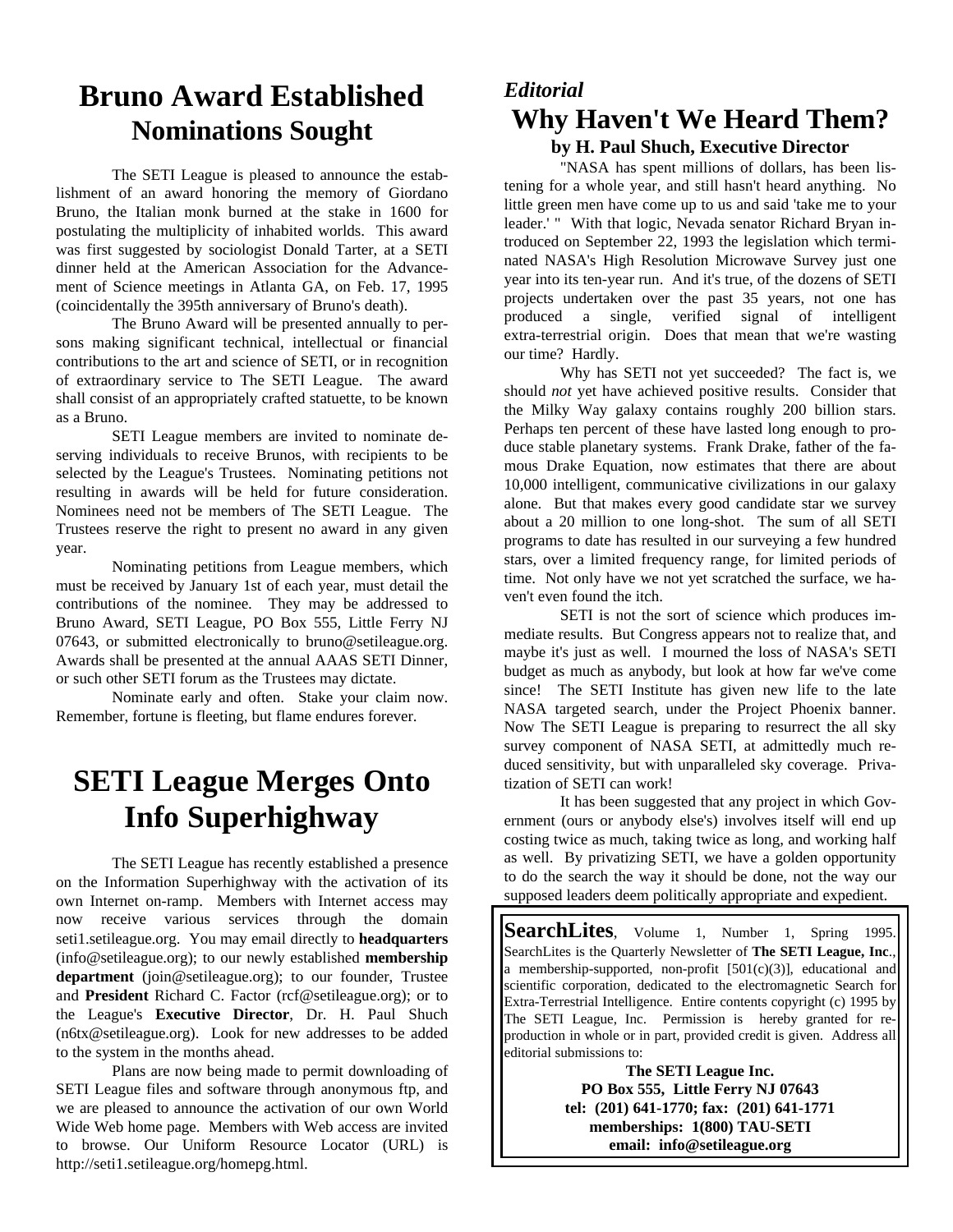# Bruno Award Established

## Nominations Sought

The SETI League is pleased to announce the establishment of an award honoring the memory of Giordano Bruno, the Italian monk burned at the stake in 1600 for postulating the multiplicity of inhabited worlds. This award was first suggested by sociologist Donald Tarter, at a SETI dinner held at the American Association for the Advancement of Science meetings in Atlanta GA, on Feb. 17, 1995 (coincidentally the 395th anniversary of Bruno's death).

The Bruno Award will be presented annually to persons making significant technical, intellectual or financial contributions to the art and science of SETI, or in recognition of extraordinary service to The SETI League. The award shall consist of an appropriately crafted statuette, to be known as a Bruno.

SETI League members are invited to nominate deserving individuals to receive Brunos, with recipients to be selected by the League's Trustees. Nominating petitions not resulting in awards will be held for future consideration. Nominees need not be members of The SETI League. The Trustees reserve the right to present no award in any given year.

Nominating petitions from League members, which must be received by January 1st of each year, must detail the contributions of the nominee. They may be addressed to Bruno Award, SETI League, PO Box 555, Little Ferry NJ 07643, or submitted electronically to bruno@setileague.org. Awards shall be presented at the annual AAAS SETI Dinner, or such other SETI forum as the Trustees may dictate.

Nominate early and often. Stake your claim now. Remember, fortune is fleeting, but flame endures forever.

# SETI League Merges Onto Info Superhighway

The SETI League has recently established a presence on the Information Superhighway with the activation of its own Internet on-ramp. Members with Internet access may now receive various services through the domain seti1.setileague.org. You may email directly to **headquarters** (info@setileague.org); to our newly established **membership department** (join@setileague.org); to our founder, Trustee and **President** Richard C. Factor (rcf@setileague.org); or to the League's **Executive Director**, Dr. H. Paul Shuch (n6tx@setileague.org). Look for new addresses to be added to the system in the months ahead.

Plans are now being made to permit downloading of SETI League files and software through anonymous ftp, and we are pleased to announce the activation of our own World Wide Web home page. Members with Web access are invited to browse. Our Uniform Resource Locator (URL) is http://seti1.setileague.org/homepg.html.

*Editorial*

# Why Haven't We Heard Them?

### by H. Paul Shuch, Executive Director

"NASA has spent millions of dollars, has been listening for a whole year, and still hasn't heard anything. No little green men have come up to us and said 'take me to your leader.' " With that logic, Nevada senator Richard Bryan introduced on September 22, 1993 the legislation which terminated NASA's High Resolution Microwave Survey just one year into its ten-year run. And it's true, of the dozens of SETI projects undertaken over the past 35 years, not one has produced a single, verified signal of intelligent extra-terrestrial origin. Does that mean that we're wasting our time? Hardly.

Why has SETI not yet succeeded? The fact is, we should *not* yet have achieved positive results. Consider that the Milky Way galaxy contains roughly 200 billion stars. Perhaps ten percent of these have lasted long enough to produce stable planetary systems. Frank Drake, father of the famous Drake Equation, now estimates that there are about 10,000 intelligent, communicative civilizations in our galaxy alone. But that makes every good candidate star we survey about a 20 million to one long-shot. The sum of all SETI programs to date has resulted in our surveying a few hundred stars, over a limited frequency range, for limited periods of time. Not only have we not yet scratched the surface, we haven't even found the itch.

SETI is not the sort of science which produces immediate results. But Congress appears not to realize that, and maybe it's just as well. I mourned the loss of NASA's SETI budget as much as anybody, but look at how far we've come since! The SETI Institute has given new life to the late NASA targeted search, under the Project Phoenix banner. Now The SETI League is preparing to resurrect the all sky survey component of NASA SETI, at admittedly much reduced sensitivity, but with unparalleled sky coverage. Privatization of SETI can work!

It has been suggested that any project in which Government (ours or anybody else's) involves itself will end up costing twice as much, taking twice as long, and working half as well. By privatizing SETI, we have a golden opportunity to do the search the way it should be done, not the way our supposed leaders deem politically appropriate and expedient.

---

**SearchLites**, Volume 1, Number 1, Spring 1995. SearchLites is the Quarterly Newsletter of **The SETI League, Inc**., a membership-supported, non-profit [501(c)(3)], educational and scientific corporation, dedicated to the electromagnetic Search for Extra-Terrestrial Intelligence. Entire contents copyright (c) 1995 by The SETI League, Inc. Permission is hereby granted for reproduction in whole or in part, provided credit is given. Address all editorial submissions to:

**The SETI League Inc.**
**PO Box 555, Little Ferry NJ 07643**
**tel: (201) 641-1770; fax: (201) 641-1771**
**memberships: 1(800) TAU-SETI**
**email: info@setileague.org**